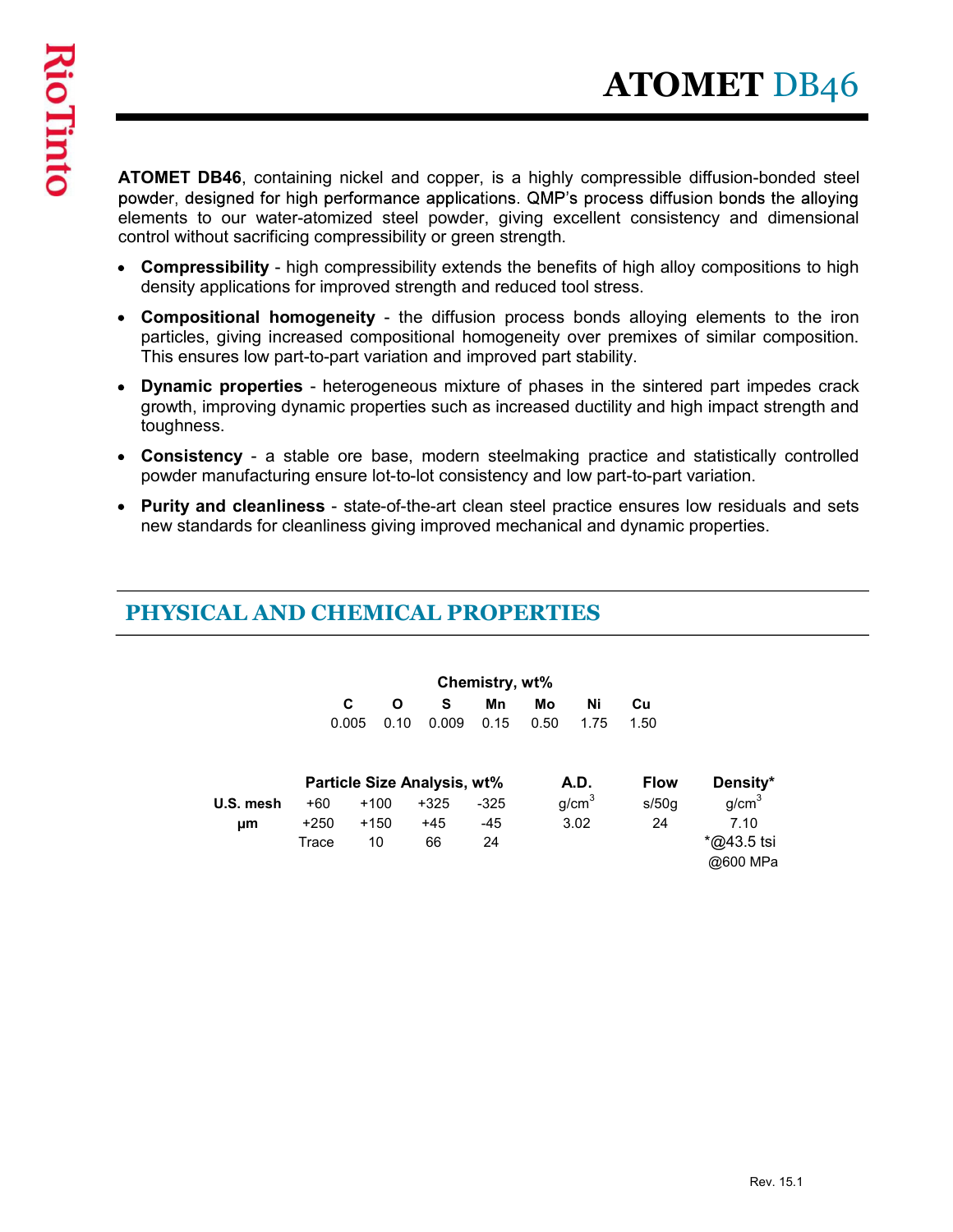# ATOMET DB46

**ATOMET DB46**, containing nickel and copper, is a highly compressible diffusion-bonded steel powder, designed for high performance applications. QMP's process diffusion bonds the alloying elements to our water-atomized steel powder, giving excellent consistency and dimensional control without sacrificing compressibility or green strength.

- **Compressibility** - high compressibility extends the benefits of high alloy compositions to high density applications for improved strength and reduced tool stress.
- **Compositional homogeneity** - the diffusion process bonds alloying elements to the iron particles, giving increased compositional homogeneity over premixes of similar composition. This ensures low part-to-part variation and improved part stability.
- **Dynamic properties** - heterogeneous mixture of phases in the sintered part impedes crack growth, improving dynamic properties such as increased ductility and high impact strength and toughness.
- **Consistency** - a stable ore base, modern steelmaking practice and statistically controlled powder manufacturing ensure lot-to-lot consistency and low part-to-part variation.
- **Purity and cleanliness** - state-of-the-art clean steel practice ensures low residuals and sets new standards for cleanliness giving improved mechanical and dynamic properties.

## PHYSICAL AND CHEMICAL PROPERTIES

**Chemistry, wt%**

| C | O | S | Mn | Mo | Ni | Cu |
|---|---|---|---|---|---|---|
| 0.005 | 0.10 | 0.009 | 0.15 | 0.50 | 1.75 | 1.50 |

| | Particle Size Analysis, wt% | | | | A.D. | Flow | Density* |
|---|---|---|---|---|---|---|---|
| U.S. mesh | +60 | +100 | +325 | -325 | $g/cm^3$ | s/50g | $g/cm^3$ |
| µm | +250 | +150 | +45 | -45 | 3.02 | 24 | 7.10 |
| | Trace | 10 | 66 | 24 | | | *@43.5 tsi @600 MPa |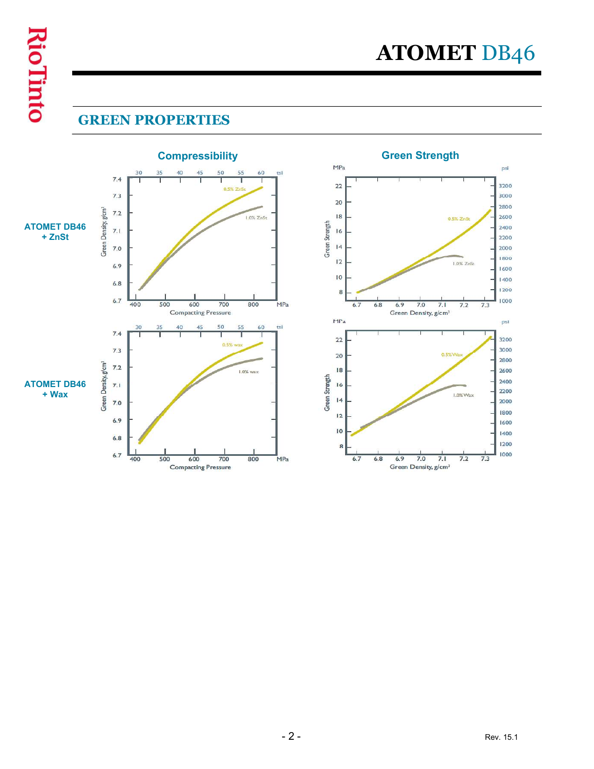## GREEN PROPERTIES

### Compressibility

### Green Strength

**ATOMET DB46 + ZnSt**

Compressibility: Green Density, g/cm³ (6.7–7.4) vs. Compacting Pressure, MPa (400–800) / tsi (30–60); curves: 0.5% ZnSt, 1.0% ZnSt

Green Strength: Green Strength, MPa (8–22) / psi (1000–3200) vs. Green Density, g/cm³ (6.7–7.3); curves: 0.5% ZnSt, 1.0% ZnSt

**ATOMET DB46 + Wax**

Compressibility: Green Density, g/cm³ (6.7–7.4) vs. Compacting Pressure, MPa (400–800) / tsi (30–60); curves: 0.5% wax, 1.0% wax

Green Strength: Green Strength, MPa (8–22) / psi (1000–3200) vs. Green Density, g/cm³ (6.7–7.3); curves: 0.5% Wax, 1.0% Wax

Rev. 15.1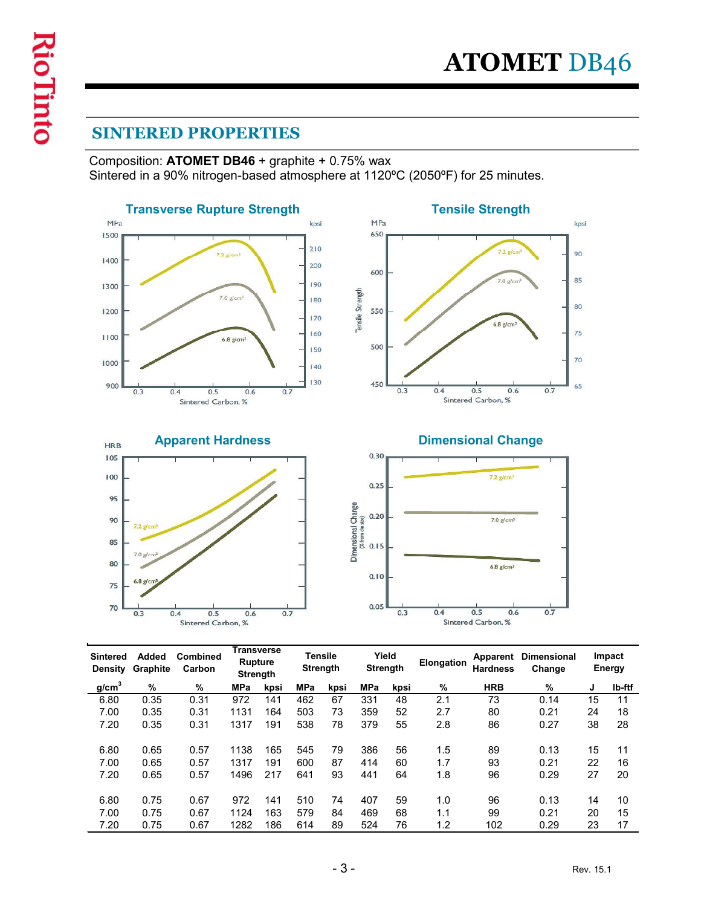# ATOMET DB46

## SINTERED PROPERTIES

Composition: **ATOMET DB46** + graphite + 0.75% wax
Sintered in a 90% nitrogen-based atmosphere at 1120ºC (2050ºF) for 25 minutes.

| Sintered Density | Added Graphite | Combined Carbon | Transverse Rupture Strength | | Tensile Strength | | Yield Strength | | Elongation | Apparent Hardness | Dimensional Change | Impact Energy | |
|---|---|---|---|---|---|---|---|---|---|---|---|---|---|
| g/cm$^3$ | % | % | MPa | kpsi | MPa | kpsi | MPa | kpsi | % | HRB | % | J | lb-ftf |
| 6.80 | 0.35 | 0.31 | 972 | 141 | 462 | 67 | 331 | 48 | 2.1 | 73 | 0.14 | 15 | 11 |
| 7.00 | 0.35 | 0.31 | 1131 | 164 | 503 | 73 | 359 | 52 | 2.7 | 80 | 0.21 | 24 | 18 |
| 7.20 | 0.35 | 0.31 | 1317 | 191 | 538 | 78 | 379 | 55 | 2.8 | 86 | 0.27 | 38 | 28 |
| 6.80 | 0.65 | 0.57 | 1138 | 165 | 545 | 79 | 386 | 56 | 1.5 | 89 | 0.13 | 15 | 11 |
| 7.00 | 0.65 | 0.57 | 1317 | 191 | 600 | 87 | 414 | 60 | 1.7 | 93 | 0.21 | 22 | 16 |
| 7.20 | 0.65 | 0.57 | 1496 | 217 | 641 | 93 | 441 | 64 | 1.8 | 96 | 0.29 | 27 | 20 |
| 6.80 | 0.75 | 0.67 | 972 | 141 | 510 | 74 | 407 | 59 | 1.0 | 96 | 0.13 | 14 | 10 |
| 7.00 | 0.75 | 0.67 | 1124 | 163 | 579 | 84 | 469 | 68 | 1.1 | 99 | 0.21 | 20 | 15 |
| 7.20 | 0.75 | 0.67 | 1282 | 186 | 614 | 89 | 524 | 76 | 1.2 | 102 | 0.29 | 23 | 17 |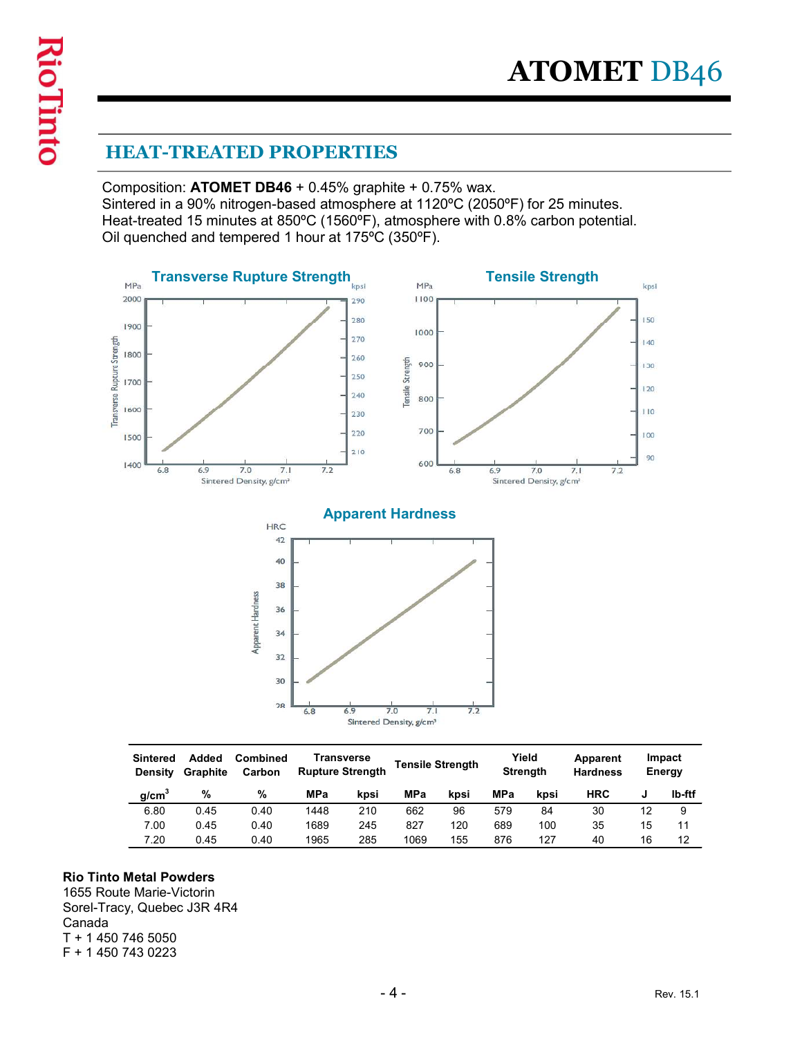# ATOMET DB46

## HEAT-TREATED PROPERTIES

Composition: **ATOMET DB46** + 0.45% graphite + 0.75% wax.
Sintered in a 90% nitrogen-based atmosphere at 1120ºC (2050ºF) for 25 minutes.
Heat-treated 15 minutes at 850ºC (1560ºF), atmosphere with 0.8% carbon potential.
Oil quenched and tempered 1 hour at 175ºC (350ºF).

**Transverse Rupture Strength**

MPa: 1400, 1500, 1600, 1700, 1800, 1900, 2000
kpsi: 210, 220, 230, 240, 250, 260, 270, 280, 290
Transverse Rupture Strength
Sintered Density, g/cm³: 6.8, 6.9, 7.0, 7.1, 7.2

**Tensile Strength**

MPa: 600, 700, 800, 900, 1000, 1100
kpsi: 90, 100, 110, 120, 130, 140, 150
Tensile Strength
Sintered Density, g/cm³: 6.8, 6.9, 7.0, 7.1, 7.2

**Apparent Hardness**

HRC: 28, 30, 32, 34, 36, 38, 40, 42
Apparent Hardness
Sintered Density, g/cm³: 6.8, 6.9, 7.0, 7.1, 7.2

| Sintered Density | Added Graphite | Combined Carbon | Transverse Rupture Strength | | Tensile Strength | | Yield Strength | | Apparent Hardness | Impact Energy | |
|---|---|---|---|---|---|---|---|---|---|---|---|
| g/cm³ | % | % | MPa | kpsi | MPa | kpsi | MPa | kpsi | HRC | J | lb-ftf |
| 6.80 | 0.45 | 0.40 | 1448 | 210 | 662 | 96 | 579 | 84 | 30 | 12 | 9 |
| 7.00 | 0.45 | 0.40 | 1689 | 245 | 827 | 120 | 689 | 100 | 35 | 15 | 11 |
| 7.20 | 0.45 | 0.40 | 1965 | 285 | 1069 | 155 | 876 | 127 | 40 | 16 | 12 |

**Rio Tinto Metal Powders**
1655 Route Marie-Victorin
Sorel-Tracy, Quebec J3R 4R4
Canada
T + 1 450 746 5050
F + 1 450 743 0223

Rev. 15.1